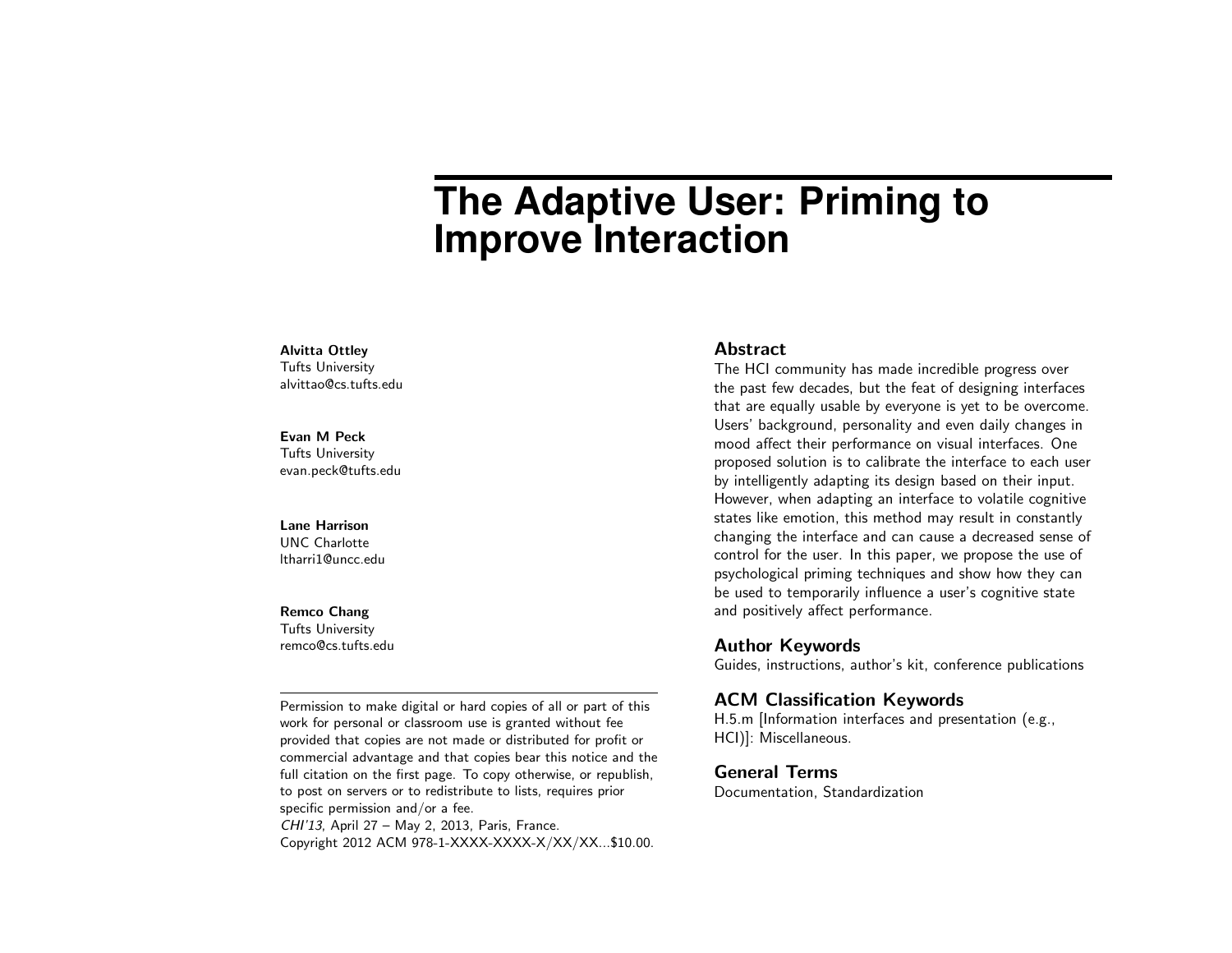# The Adaptive User: Priming to Improve Interaction

**Alvitta Ottley**
Tufts University
alvittao@cs.tufts.edu

**Evan M Peck**
Tufts University
evan.peck@tufts.edu

**Lane Harrison**
UNC Charlotte
ltharri1@uncc.edu

**Remco Chang**
Tufts University
remco@cs.tufts.edu

Permission to make digital or hard copies of all or part of this work for personal or classroom use is granted without fee provided that copies are not made or distributed for profit or commercial advantage and that copies bear this notice and the full citation on the first page. To copy otherwise, or republish, to post on servers or to redistribute to lists, requires prior specific permission and/or a fee.
*CHI'13*, April 27 – May 2, 2013, Paris, France.
Copyright 2012 ACM 978-1-XXXX-XXXX-X/XX/XX...$10.00.

## Abstract

The HCI community has made incredible progress over the past few decades, but the feat of designing interfaces that are equally usable by everyone is yet to be overcome. Users' background, personality and even daily changes in mood affect their performance on visual interfaces. One proposed solution is to calibrate the interface to each user by intelligently adapting its design based on their input. However, when adapting an interface to volatile cognitive states like emotion, this method may result in constantly changing the interface and can cause a decreased sense of control for the user. In this paper, we propose the use of psychological priming techniques and show how they can be used to temporarily influence a user's cognitive state and positively affect performance.

## Author Keywords

Guides, instructions, author's kit, conference publications

## ACM Classification Keywords

H.5.m [Information interfaces and presentation (e.g., HCI)]: Miscellaneous.

## General Terms

Documentation, Standardization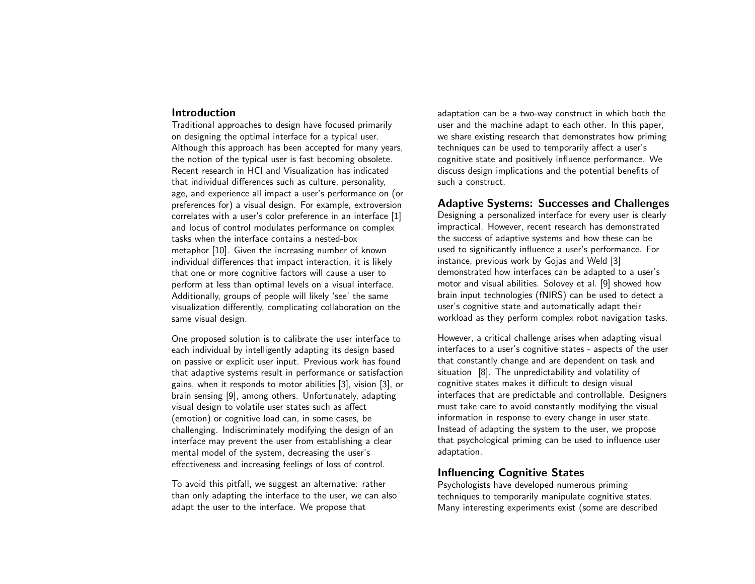## Introduction

Traditional approaches to design have focused primarily on designing the optimal interface for a typical user. Although this approach has been accepted for many years, the notion of the typical user is fast becoming obsolete. Recent research in HCI and Visualization has indicated that individual differences such as culture, personality, age, and experience all impact a user's performance on (or preferences for) a visual design. For example, extroversion correlates with a user's color preference in an interface [1] and locus of control modulates performance on complex tasks when the interface contains a nested-box metaphor [10]. Given the increasing number of known individual differences that impact interaction, it is likely that one or more cognitive factors will cause a user to perform at less than optimal levels on a visual interface. Additionally, groups of people will likely 'see' the same visualization differently, complicating collaboration on the same visual design.

One proposed solution is to calibrate the user interface to each individual by intelligently adapting its design based on passive or explicit user input. Previous work has found that adaptive systems result in performance or satisfaction gains, when it responds to motor abilities [3], vision [3], or brain sensing [9], among others. Unfortunately, adapting visual design to volatile user states such as affect (emotion) or cognitive load can, in some cases, be challenging. Indiscriminately modifying the design of an interface may prevent the user from establishing a clear mental model of the system, decreasing the user's effectiveness and increasing feelings of loss of control.

To avoid this pitfall, we suggest an alternative: rather than only adapting the interface to the user, we can also adapt the user to the interface. We propose that adaptation can be a two-way construct in which both the user and the machine adapt to each other. In this paper, we share existing research that demonstrates how priming techniques can be used to temporarily affect a user's cognitive state and positively influence performance. We discuss design implications and the potential benefits of such a construct.

## Adaptive Systems: Successes and Challenges

Designing a personalized interface for every user is clearly impractical. However, recent research has demonstrated the success of adaptive systems and how these can be used to significantly influence a user's performance. For instance, previous work by Gojas and Weld [3] demonstrated how interfaces can be adapted to a user's motor and visual abilities. Solovey et al. [9] showed how brain input technologies (fNIRS) can be used to detect a user's cognitive state and automatically adapt their workload as they perform complex robot navigation tasks.

However, a critical challenge arises when adapting visual interfaces to a user's cognitive states - aspects of the user that constantly change and are dependent on task and situation [8]. The unpredictability and volatility of cognitive states makes it difficult to design visual interfaces that are predictable and controllable. Designers must take care to avoid constantly modifying the visual information in response to every change in user state. Instead of adapting the system to the user, we propose that psychological priming can be used to influence user adaptation.

## Influencing Cognitive States

Psychologists have developed numerous priming techniques to temporarily manipulate cognitive states. Many interesting experiments exist (some are described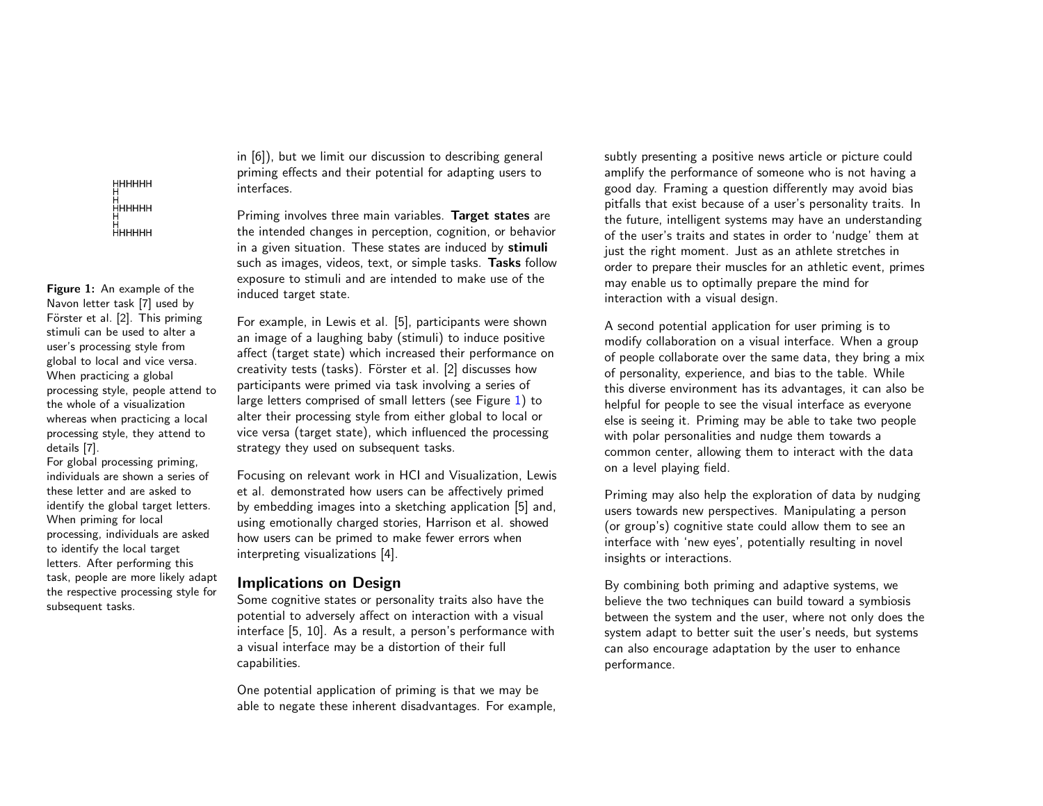```
HHHHHH
H
H
HHHHHH
H
H
HHHHHH
```

**Figure 1:** An example of the Navon letter task [7] used by Förster et al. [2]. This priming stimuli can be used to alter a user's processing style from global to local and vice versa. When practicing a global processing style, people attend to the whole of a visualization whereas when practicing a local processing style, they attend to details [7].
For global processing priming, individuals are shown a series of these letter and are asked to identify the global target letters. When priming for local processing, individuals are asked to identify the local target letters. After performing this task, people are more likely adapt the respective processing style for subsequent tasks.

in [6]), but we limit our discussion to describing general priming effects and their potential for adapting users to interfaces.

Priming involves three main variables. **Target states** are the intended changes in perception, cognition, or behavior in a given situation. These states are induced by **stimuli** such as images, videos, text, or simple tasks. **Tasks** follow exposure to stimuli and are intended to make use of the induced target state.

For example, in Lewis et al. [5], participants were shown an image of a laughing baby (stimuli) to induce positive affect (target state) which increased their performance on creativity tests (tasks). Förster et al. [2] discusses how participants were primed via task involving a series of large letters comprised of small letters (see Figure 1) to alter their processing style from either global to local or vice versa (target state), which influenced the processing strategy they used on subsequent tasks.

Focusing on relevant work in HCI and Visualization, Lewis et al. demonstrated how users can be affectively primed by embedding images into a sketching application [5] and, using emotionally charged stories, Harrison et al. showed how users can be primed to make fewer errors when interpreting visualizations [4].

## Implications on Design

Some cognitive states or personality traits also have the potential to adversely affect on interaction with a visual interface [5, 10]. As a result, a person's performance with a visual interface may be a distortion of their full capabilities.

One potential application of priming is that we may be able to negate these inherent disadvantages. For example, subtly presenting a positive news article or picture could amplify the performance of someone who is not having a good day. Framing a question differently may avoid bias pitfalls that exist because of a user's personality traits. In the future, intelligent systems may have an understanding of the user's traits and states in order to 'nudge' them at just the right moment. Just as an athlete stretches in order to prepare their muscles for an athletic event, primes may enable us to optimally prepare the mind for interaction with a visual design.

A second potential application for user priming is to modify collaboration on a visual interface. When a group of people collaborate over the same data, they bring a mix of personality, experience, and bias to the table. While this diverse environment has its advantages, it can also be helpful for people to see the visual interface as everyone else is seeing it. Priming may be able to take two people with polar personalities and nudge them towards a common center, allowing them to interact with the data on a level playing field.

Priming may also help the exploration of data by nudging users towards new perspectives. Manipulating a person (or group's) cognitive state could allow them to see an interface with 'new eyes', potentially resulting in novel insights or interactions.

By combining both priming and adaptive systems, we believe the two techniques can build toward a symbiosis between the system and the user, where not only does the system adapt to better suit the user's needs, but systems can also encourage adaptation by the user to enhance performance.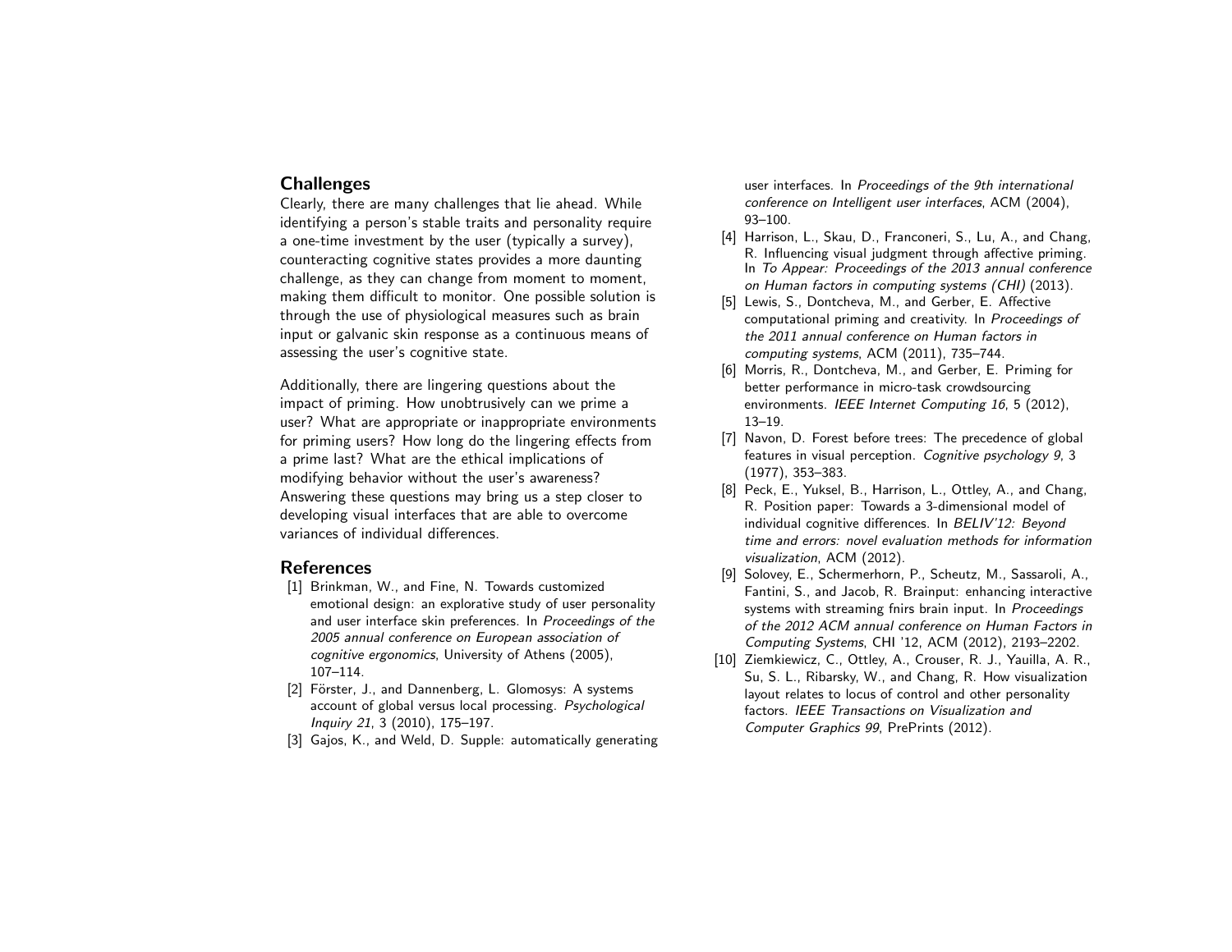## Challenges

Clearly, there are many challenges that lie ahead. While identifying a person's stable traits and personality require a one-time investment by the user (typically a survey), counteracting cognitive states provides a more daunting challenge, as they can change from moment to moment, making them difficult to monitor. One possible solution is through the use of physiological measures such as brain input or galvanic skin response as a continuous means of assessing the user's cognitive state.

Additionally, there are lingering questions about the impact of priming. How unobtrusively can we prime a user? What are appropriate or inappropriate environments for priming users? How long do the lingering effects from a prime last? What are the ethical implications of modifying behavior without the user's awareness? Answering these questions may bring us a step closer to developing visual interfaces that are able to overcome variances of individual differences.

## References

[1] Brinkman, W., and Fine, N. Towards customized emotional design: an explorative study of user personality and user interface skin preferences. In *Proceedings of the 2005 annual conference on European association of cognitive ergonomics*, University of Athens (2005), 107–114.

[2] Förster, J., and Dannenberg, L. Glomosys: A systems account of global versus local processing. *Psychological Inquiry 21*, 3 (2010), 175–197.

[3] Gajos, K., and Weld, D. Supple: automatically generating user interfaces. In *Proceedings of the 9th international conference on Intelligent user interfaces*, ACM (2004), 93–100.

[4] Harrison, L., Skau, D., Franconeri, S., Lu, A., and Chang, R. Influencing visual judgment through affective priming. In *To Appear: Proceedings of the 2013 annual conference on Human factors in computing systems (CHI)* (2013).

[5] Lewis, S., Dontcheva, M., and Gerber, E. Affective computational priming and creativity. In *Proceedings of the 2011 annual conference on Human factors in computing systems*, ACM (2011), 735–744.

[6] Morris, R., Dontcheva, M., and Gerber, E. Priming for better performance in micro-task crowdsourcing environments. *IEEE Internet Computing 16*, 5 (2012), 13–19.

[7] Navon, D. Forest before trees: The precedence of global features in visual perception. *Cognitive psychology 9*, 3 (1977), 353–383.

[8] Peck, E., Yuksel, B., Harrison, L., Ottley, A., and Chang, R. Position paper: Towards a 3-dimensional model of individual cognitive differences. In *BELIV'12: Beyond time and errors: novel evaluation methods for information visualization*, ACM (2012).

[9] Solovey, E., Schermerhorn, P., Scheutz, M., Sassaroli, A., Fantini, S., and Jacob, R. Brainput: enhancing interactive systems with streaming fnirs brain input. In *Proceedings of the 2012 ACM annual conference on Human Factors in Computing Systems*, CHI '12, ACM (2012), 2193–2202.

[10] Ziemkiewicz, C., Ottley, A., Crouser, R. J., Yauilla, A. R., Su, S. L., Ribarsky, W., and Chang, R. How visualization layout relates to locus of control and other personality factors. *IEEE Transactions on Visualization and Computer Graphics 99*, PrePrints (2012).